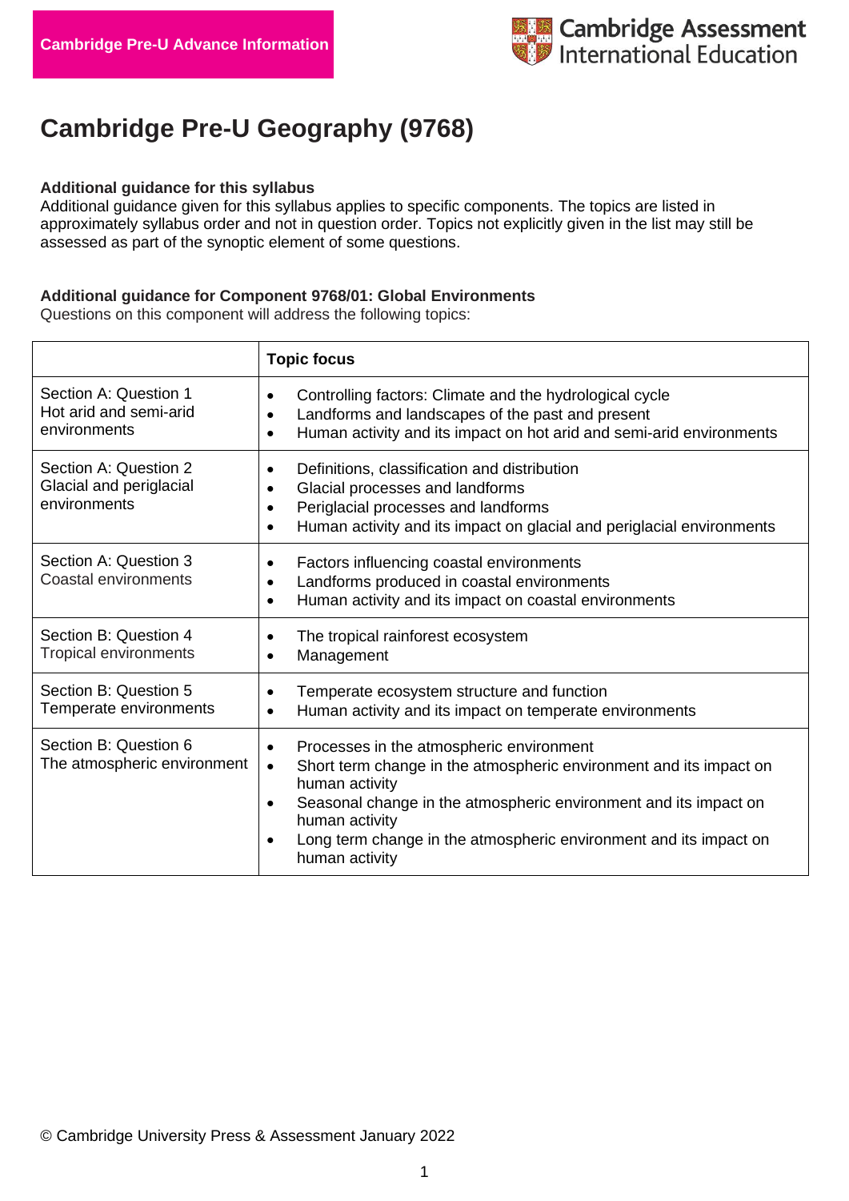Cambridge Pre-U Advance Information

Cambridge Assessment International Education

# Cambridge Pre-U Geography (9768)

**Additional guidance for this syllabus**
Additional guidance given for this syllabus applies to specific components. The topics are listed in approximately syllabus order and not in question order. Topics not explicitly given in the list may still be assessed as part of the synoptic element of some questions.

**Additional guidance for Component 9768/01: Global Environments**
Questions on this component will address the following topics:

| | **Topic focus** |
|---|---|
| Section A: Question 1<br>Hot arid and semi-arid environments | • Controlling factors: Climate and the hydrological cycle<br>• Landforms and landscapes of the past and present<br>• Human activity and its impact on hot arid and semi-arid environments |
| Section A: Question 2<br>Glacial and periglacial environments | • Definitions, classification and distribution<br>• Glacial processes and landforms<br>• Periglacial processes and landforms<br>• Human activity and its impact on glacial and periglacial environments |
| Section A: Question 3<br>Coastal environments | • Factors influencing coastal environments<br>• Landforms produced in coastal environments<br>• Human activity and its impact on coastal environments |
| Section B: Question 4<br>Tropical environments | • The tropical rainforest ecosystem<br>• Management |
| Section B: Question 5<br>Temperate environments | • Temperate ecosystem structure and function<br>• Human activity and its impact on temperate environments |
| Section B: Question 6<br>The atmospheric environment | • Processes in the atmospheric environment<br>• Short term change in the atmospheric environment and its impact on human activity<br>• Seasonal change in the atmospheric environment and its impact on human activity<br>• Long term change in the atmospheric environment and its impact on human activity |

© Cambridge University Press & Assessment January 2022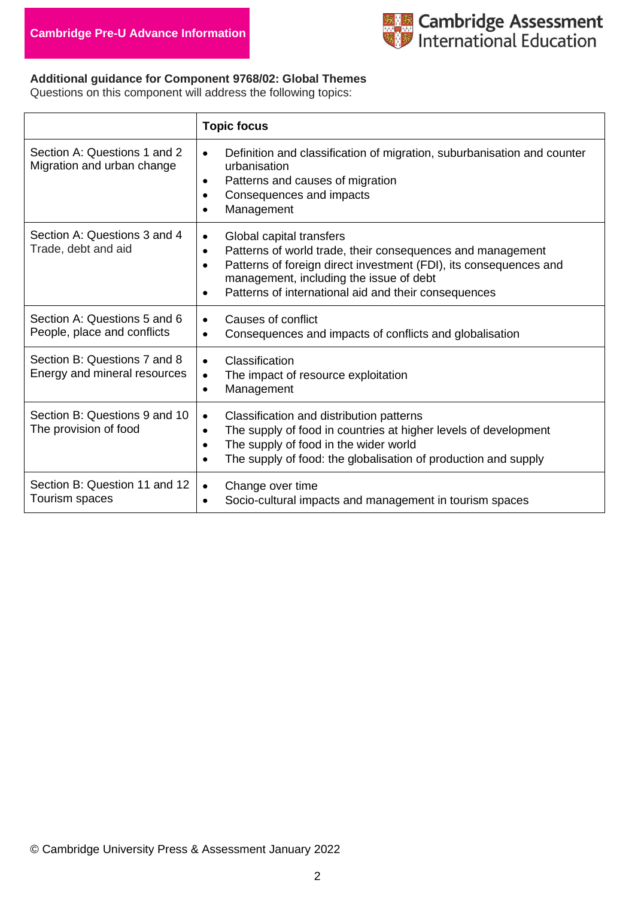**Additional guidance for Component 9768/02: Global Themes**

Questions on this component will address the following topics:

| | **Topic focus** |
|---|---|
| Section A: Questions 1 and 2<br>Migration and urban change | • Definition and classification of migration, suburbanisation and counter urbanisation<br>• Patterns and causes of migration<br>• Consequences and impacts<br>• Management |
| Section A: Questions 3 and 4<br>Trade, debt and aid | • Global capital transfers<br>• Patterns of world trade, their consequences and management<br>• Patterns of foreign direct investment (FDI), its consequences and management, including the issue of debt<br>• Patterns of international aid and their consequences |
| Section A: Questions 5 and 6<br>People, place and conflicts | • Causes of conflict<br>• Consequences and impacts of conflicts and globalisation |
| Section B: Questions 7 and 8<br>Energy and mineral resources | • Classification<br>• The impact of resource exploitation<br>• Management |
| Section B: Questions 9 and 10<br>The provision of food | • Classification and distribution patterns<br>• The supply of food in countries at higher levels of development<br>• The supply of food in the wider world<br>• The supply of food: the globalisation of production and supply |
| Section B: Question 11 and 12<br>Tourism spaces | • Change over time<br>• Socio-cultural impacts and management in tourism spaces |

© Cambridge University Press & Assessment January 2022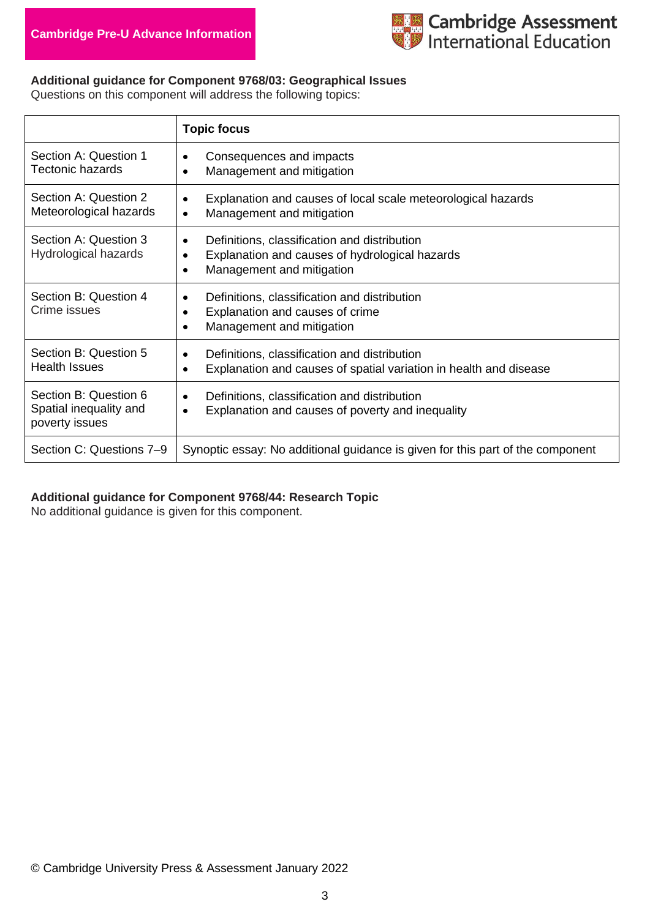**Additional guidance for Component 9768/03: Geographical Issues**
Questions on this component will address the following topics:

| | Topic focus |
|---|---|
| Section A: Question 1<br>Tectonic hazards | • Consequences and impacts<br>• Management and mitigation |
| Section A: Question 2<br>Meteorological hazards | • Explanation and causes of local scale meteorological hazards<br>• Management and mitigation |
| Section A: Question 3<br>Hydrological hazards | • Definitions, classification and distribution<br>• Explanation and causes of hydrological hazards<br>• Management and mitigation |
| Section B: Question 4<br>Crime issues | • Definitions, classification and distribution<br>• Explanation and causes of crime<br>• Management and mitigation |
| Section B: Question 5<br>Health Issues | • Definitions, classification and distribution<br>• Explanation and causes of spatial variation in health and disease |
| Section B: Question 6<br>Spatial inequality and poverty issues | • Definitions, classification and distribution<br>• Explanation and causes of poverty and inequality |
| Section C: Questions 7–9 | Synoptic essay: No additional guidance is given for this part of the component |

**Additional guidance for Component 9768/44: Research Topic**
No additional guidance is given for this component.

© Cambridge University Press & Assessment January 2022